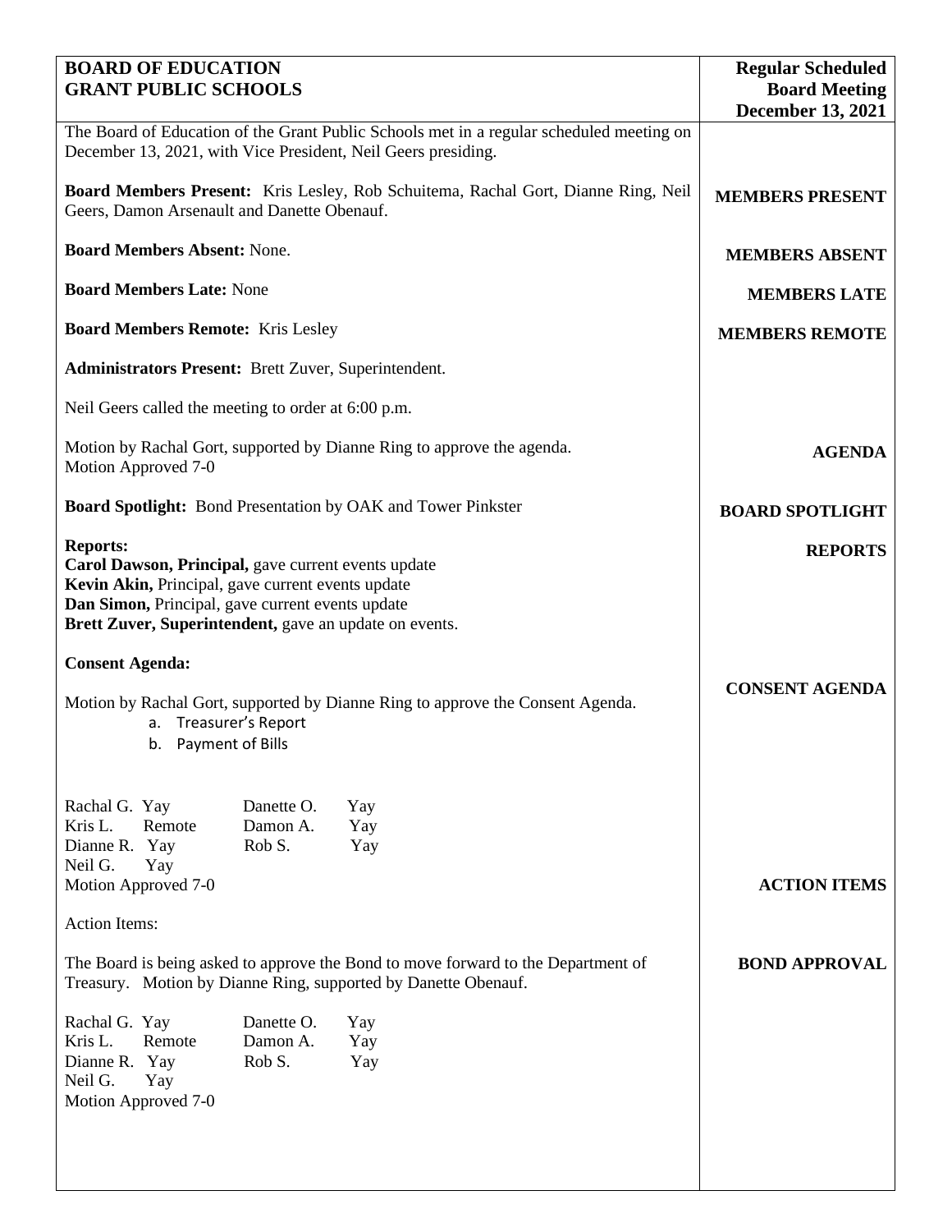**BOARD OF EDUCATION**
**GRANT PUBLIC SCHOOLS**

**Regular Scheduled Board Meeting**
**December 13, 2021**

The Board of Education of the Grant Public Schools met in a regular scheduled meeting on December 13, 2021, with Vice President, Neil Geers presiding.

**MEMBERS PRESENT**

**Board Members Present:** Kris Lesley, Rob Schuitema, Rachal Gort, Dianne Ring, Neil Geers, Damon Arsenault and Danette Obenauf.

**MEMBERS ABSENT**

**Board Members Absent:** None.

**MEMBERS LATE**

**Board Members Late:** None

**MEMBERS REMOTE**

**Board Members Remote:** Kris Lesley

**Administrators Present:** Brett Zuver, Superintendent.

Neil Geers called the meeting to order at 6:00 p.m.

**AGENDA**

Motion by Rachal Gort, supported by Dianne Ring to approve the agenda.
Motion Approved 7-0

**BOARD SPOTLIGHT**

**Board Spotlight:** Bond Presentation by OAK and Tower Pinkster

**REPORTS**

**Reports:**
**Carol Dawson, Principal,** gave current events update
**Kevin Akin,** Principal, gave current events update
**Dan Simon,** Principal, gave current events update
**Brett Zuver, Superintendent,** gave an update on events.

**CONSENT AGENDA**

**Consent Agenda:**

Motion by Rachal Gort, supported by Dianne Ring to approve the Consent Agenda.

a. Treasurer's Report
b. Payment of Bills

| | | | |
|---|---|---|---|
| Rachal G. | Yay | Danette O. | Yay |
| Kris L. | Remote | Damon A. | Yay |
| Dianne R. | Yay | Rob S. | Yay |
| Neil G. | Yay | | |

Motion Approved 7-0

**ACTION ITEMS**

Action Items:

**BOND APPROVAL**

The Board is being asked to approve the Bond to move forward to the Department of Treasury. Motion by Dianne Ring, supported by Danette Obenauf.

| | | | |
|---|---|---|---|
| Rachal G. | Yay | Danette O. | Yay |
| Kris L. | Remote | Damon A. | Yay |
| Dianne R. | Yay | Rob S. | Yay |
| Neil G. | Yay | | |

Motion Approved 7-0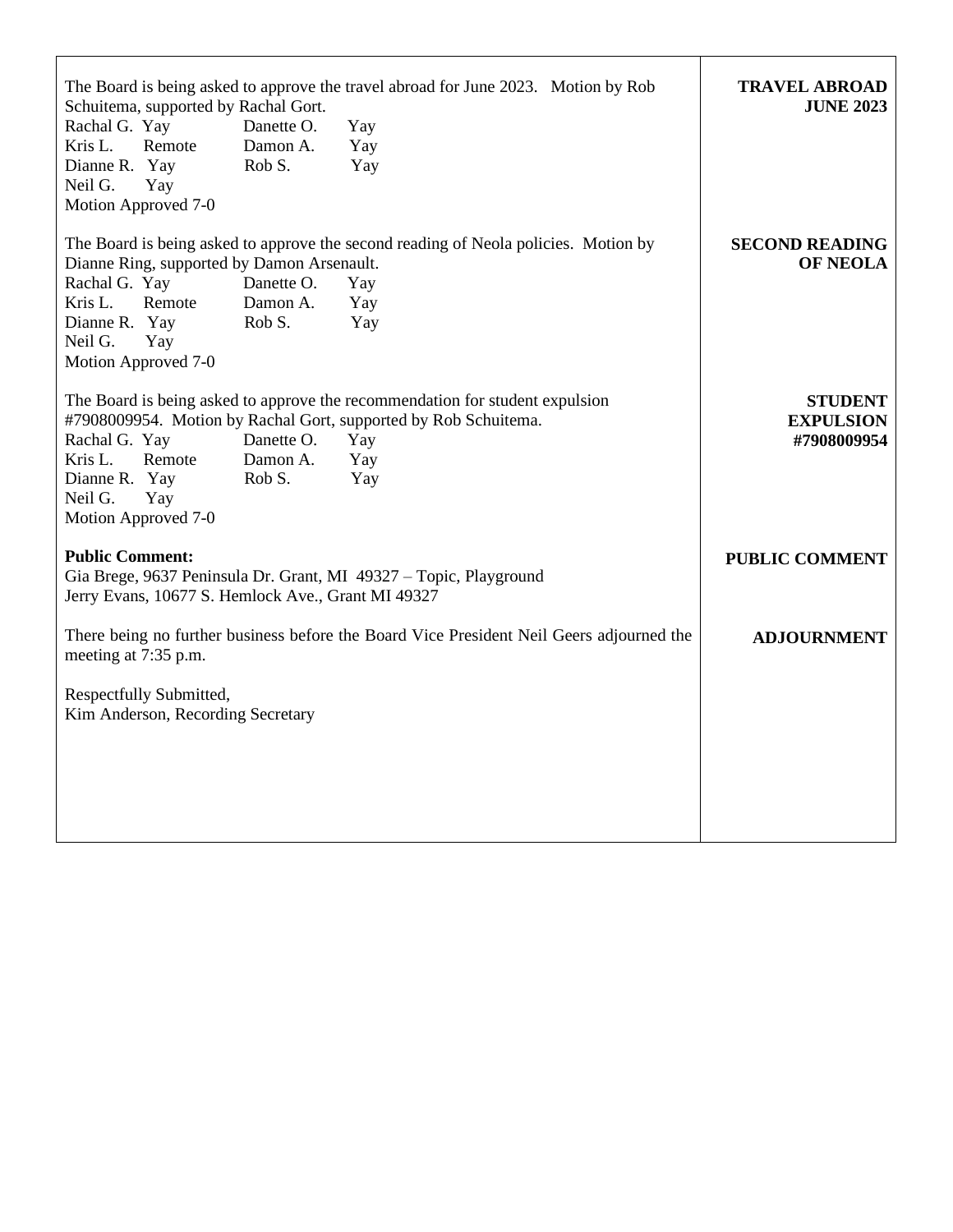| | |
|---|---|
| The Board is being asked to approve the travel abroad for June 2023. Motion by Rob Schuitema, supported by Rachal Gort.<br>Rachal G. Yay Danette O. Yay<br>Kris L. Remote Damon A. Yay<br>Dianne R. Yay Rob S. Yay<br>Neil G. Yay<br>Motion Approved 7-0 | **TRAVEL ABROAD JUNE 2023** |
| The Board is being asked to approve the second reading of Neola policies. Motion by Dianne Ring, supported by Damon Arsenault.<br>Rachal G. Yay Danette O. Yay<br>Kris L. Remote Damon A. Yay<br>Dianne R. Yay Rob S. Yay<br>Neil G. Yay<br>Motion Approved 7-0 | **SECOND READING OF NEOLA** |
| The Board is being asked to approve the recommendation for student expulsion #7908009954. Motion by Rachal Gort, supported by Rob Schuitema.<br>Rachal G. Yay Danette O. Yay<br>Kris L. Remote Damon A. Yay<br>Dianne R. Yay Rob S. Yay<br>Neil G. Yay<br>Motion Approved 7-0 | **STUDENT EXPULSION #7908009954** |
| **Public Comment:**<br>Gia Brege, 9637 Peninsula Dr. Grant, MI 49327 – Topic, Playground<br>Jerry Evans, 10677 S. Hemlock Ave., Grant MI 49327 | **PUBLIC COMMENT** |
| There being no further business before the Board Vice President Neil Geers adjourned the meeting at 7:35 p.m.<br><br>Respectfully Submitted,<br>Kim Anderson, Recording Secretary | **ADJOURNMENT** |